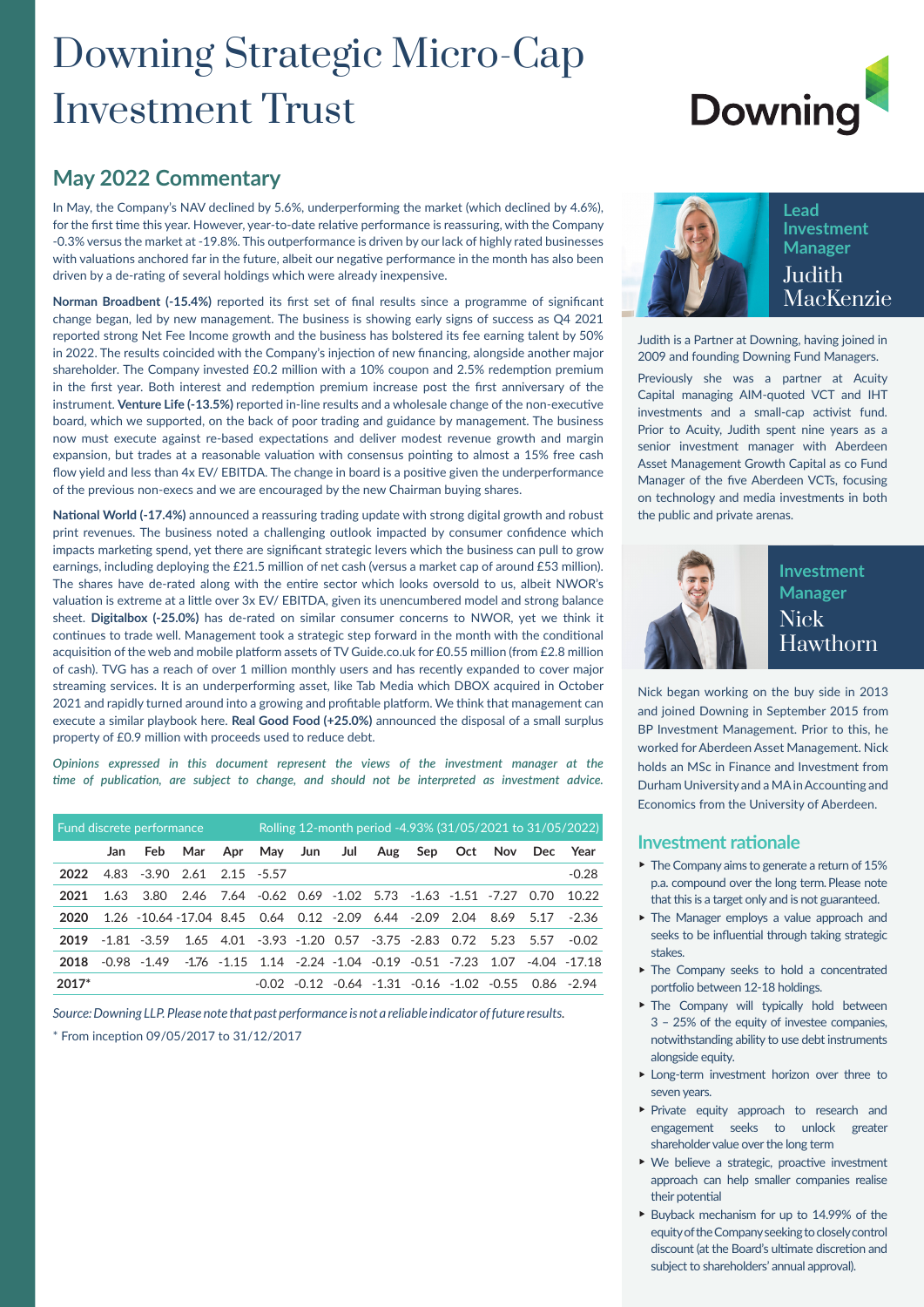# Downing Strategic Micro-Cap Investment Trust

Downing

## May 2022 Commentary

In May, the Company's NAV declined by 5.6%, underperforming the market (which declined by 4.6%), for the first time this year. However, year-to-date relative performance is reassuring, with the Company -0.3% versus the market at -19.8%. This outperformance is driven by our lack of highly rated businesses with valuations anchored far in the future, albeit our negative performance in the month has also been driven by a de-rating of several holdings which were already inexpensive.

**Norman Broadbent (-15.4%)** reported its first set of final results since a programme of significant change began, led by new management. The business is showing early signs of success as Q4 2021 reported strong Net Fee Income growth and the business has bolstered its fee earning talent by 50% in 2022. The results coincided with the Company's injection of new financing, alongside another major shareholder. The Company invested £0.2 million with a 10% coupon and 2.5% redemption premium in the first year. Both interest and redemption premium increase post the first anniversary of the instrument. **Venture Life (-13.5%)** reported in-line results and a wholesale change of the non-executive board, which we supported, on the back of poor trading and guidance by management. The business now must execute against re-based expectations and deliver modest revenue growth and margin expansion, but trades at a reasonable valuation with consensus pointing to almost a 15% free cash flow yield and less than 4x EV/ EBITDA. The change in board is a positive given the underperformance of the previous non-execs and we are encouraged by the new Chairman buying shares.

**National World (-17.4%)** announced a reassuring trading update with strong digital growth and robust print revenues. The business noted a challenging outlook impacted by consumer confidence which impacts marketing spend, yet there are significant strategic levers which the business can pull to grow earnings, including deploying the £21.5 million of net cash (versus a market cap of around £53 million). The shares have de-rated along with the entire sector which looks oversold to us, albeit NWOR's valuation is extreme at a little over 3x EV/ EBITDA, given its unencumbered model and strong balance sheet. **Digitalbox (-25.0%)** has de-rated on similar consumer concerns to NWOR, yet we think it continues to trade well. Management took a strategic step forward in the month with the conditional acquisition of the web and mobile platform assets of TV Guide.co.uk for £0.55 million (from £2.8 million of cash). TVG has a reach of over 1 million monthly users and has recently expanded to cover major streaming services. It is an underperforming asset, like Tab Media which DBOX acquired in October 2021 and rapidly turned around into a growing and profitable platform. We think that management can execute a similar playbook here. **Real Good Food (+25.0%)** announced the disposal of a small surplus property of £0.9 million with proceeds used to reduce debt.

*Opinions expressed in this document represent the views of the investment manager at the time of publication, are subject to change, and should not be interpreted as investment advice.*

| Fund discrete performance | | | | | Rolling 12-month period -4.93% (31/05/2021 to 31/05/2022) | | | | | | | | |
|---|---|---|---|---|---|---|---|---|---|---|---|---|---|
| | Jan | Feb | Mar | Apr | May | Jun | Jul | Aug | Sep | Oct | Nov | Dec | Year |
| **2022** | 4.83 | -3.90 | 2.61 | 2.15 | -5.57 | | | | | | | | -0.28 |
| **2021** | 1.63 | 3.80 | 2.46 | 7.64 | -0.62 | 0.69 | -1.02 | 5.73 | -1.63 | -1.51 | -7.27 | 0.70 | 10.22 |
| **2020** | 1.26 | -10.64 | -17.04 | 8.45 | 0.64 | 0.12 | -2.09 | 6.44 | -2.09 | 2.04 | 8.69 | 5.17 | -2.36 |
| **2019** | -1.81 | -3.59 | 1.65 | 4.01 | -3.93 | -1.20 | 0.57 | -3.75 | -2.83 | 0.72 | 5.23 | 5.57 | -0.02 |
| **2018** | -0.98 | -1.49 | -1.76 | -1.15 | 1.14 | -2.24 | -1.04 | -0.19 | -0.51 | -7.23 | 1.07 | -4.04 | -17.18 |
| **2017*** | | | | | -0.02 | -0.12 | -0.64 | -1.31 | -0.16 | -1.02 | -0.55 | 0.86 | -2.94 |

*Source: Downing LLP. Please note that past performance is not a reliable indicator of future results.*

\* From inception 09/05/2017 to 31/12/2017

### Lead Investment Manager
**Judith MacKenzie**

Judith is a Partner at Downing, having joined in 2009 and founding Downing Fund Managers.

Previously she was a partner at Acuity Capital managing AIM-quoted VCT and IHT investments and a small-cap activist fund. Prior to Acuity, Judith spent nine years as a senior investment manager with Aberdeen Asset Management Growth Capital as co Fund Manager of the five Aberdeen VCTs, focusing on technology and media investments in both the public and private arenas.

### Investment Manager
**Nick Hawthorn**

Nick began working on the buy side in 2013 and joined Downing in September 2015 from BP Investment Management. Prior to this, he worked for Aberdeen Asset Management. Nick holds an MSc in Finance and Investment from Durham University and a MA in Accounting and Economics from the University of Aberdeen.

## Investment rationale

- The Company aims to generate a return of 15% p.a. compound over the long term. Please note that this is a target only and is not guaranteed.
- The Manager employs a value approach and seeks to be influential through taking strategic stakes.
- The Company seeks to hold a concentrated portfolio between 12-18 holdings.
- The Company will typically hold between 3 – 25% of the equity of investee companies, notwithstanding ability to use debt instruments alongside equity.
- Long-term investment horizon over three to seven years.
- Private equity approach to research and engagement seeks to unlock greater shareholder value over the long term
- We believe a strategic, proactive investment approach can help smaller companies realise their potential
- Buyback mechanism for up to 14.99% of the equity of the Company seeking to closely control discount (at the Board's ultimate discretion and subject to shareholders' annual approval).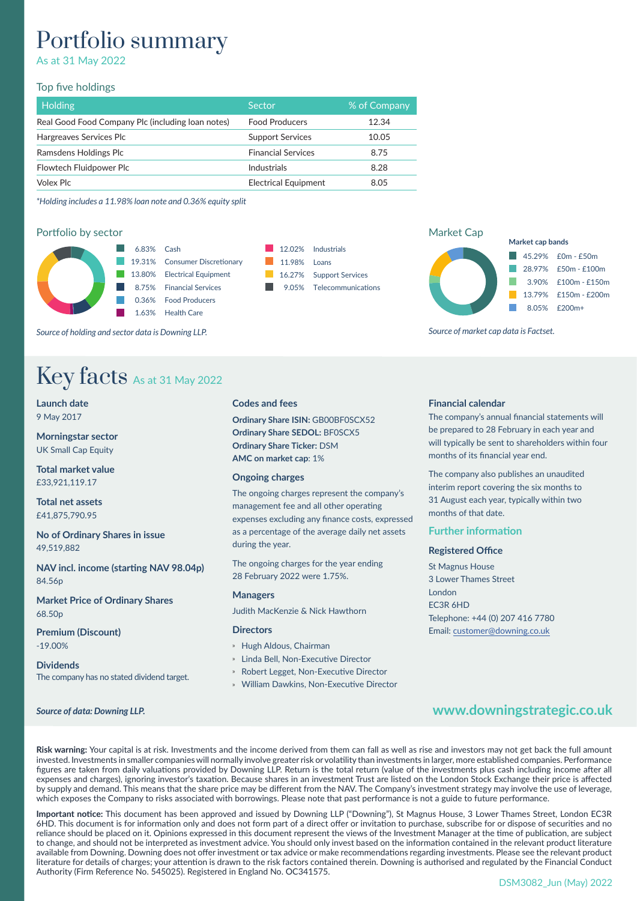# Portfolio summary

As at 31 May 2022

## Top five holdings

| Holding | Sector | % of Company |
|---|---|---|
| Real Good Food Company Plc (including loan notes) | Food Producers | 12.34 |
| Hargreaves Services Plc | Support Services | 10.05 |
| Ramsdens Holdings Plc | Financial Services | 8.75 |
| Flowtech Fluidpower Plc | Industrials | 8.28 |
| Volex Plc | Electrical Equipment | 8.05 |

*\*Holding includes a 11.98% loan note and 0.36% equity split*

## Portfolio by sector

6.83% Cash
19.31% Consumer Discretionary
13.80% Electrical Equipment
8.75% Financial Services
0.36% Food Producers
1.63% Health Care
12.02% Industrials
11.98% Loans
16.27% Support Services
9.05% Telecommunications

*Source of holding and sector data is Downing LLP.*

## Market Cap

Market cap bands
45.29% £0m - £50m
28.97% £50m - £100m
3.90% £100m - £150m
13.79% £150m - £200m
8.05% £200m+

*Source of market cap data is Factset.*

# Key facts As at 31 May 2022

**Launch date**
9 May 2017

**Morningstar sector**
UK Small Cap Equity

**Total market value**
£33,921,119.17

**Total net assets**
£41,875,790.95

**No of Ordinary Shares in issue**
49,519,882

**NAV incl. income (starting NAV 98.04p)**
84.56p

**Market Price of Ordinary Shares**
68.50p

**Premium (Discount)**
-19.00%

**Dividends**
The company has no stated dividend target.

### Codes and fees

**Ordinary Share ISIN:** GB00BF0SCX52
**Ordinary Share SEDOL:** BF0SCX5
**Ordinary Share Ticker:** DSM
**AMC on market cap**: 1%

### Ongoing charges

The ongoing charges represent the company's management fee and all other operating expenses excluding any finance costs, expressed as a percentage of the average daily net assets during the year.

The ongoing charges for the year ending 28 February 2022 were 1.75%.

### Managers

Judith MacKenzie & Nick Hawthorn

### Directors

- Hugh Aldous, Chairman
- Linda Bell, Non-Executive Director
- Robert Legget, Non-Executive Director
- William Dawkins, Non-Executive Director

### Financial calendar

The company's annual financial statements will be prepared to 28 February in each year and will typically be sent to shareholders within four months of its financial year end.

The company also publishes an unaudited interim report covering the six months to 31 August each year, typically within two months of that date.

### Further information

**Registered Office**

St Magnus House
3 Lower Thames Street
London
EC3R 6HD
Telephone: +44 (0) 207 416 7780
Email: customer@downing.co.uk

***Source of data: Downing LLP.***

**www.downingstrategic.co.uk**

**Risk warning:** Your capital is at risk. Investments and the income derived from them can fall as well as rise and investors may not get back the full amount invested. Investments in smaller companies will normally involve greater risk or volatility than investments in larger, more established companies. Performance figures are taken from daily valuations provided by Downing LLP. Return is the total return (value of the investments plus cash including income after all expenses and charges), ignoring investor's taxation. Because shares in an investment Trust are listed on the London Stock Exchange their price is affected by supply and demand. This means that the share price may be different from the NAV. The Company's investment strategy may involve the use of leverage, which exposes the Company to risks associated with borrowings. Please note that past performance is not a guide to future performance.

**Important notice:** This document has been approved and issued by Downing LLP ("Downing"), St Magnus House, 3 Lower Thames Street, London EC3R 6HD. This document is for information only and does not form part of a direct offer or invitation to purchase, subscribe for or dispose of securities and no reliance should be placed on it. Opinions expressed in this document represent the views of the Investment Manager at the time of publication, are subject to change, and should not be interpreted as investment advice. You should only invest based on the information contained in the relevant product literature available from Downing. Downing does not offer investment or tax advice or make recommendations regarding investments. Please see the relevant product literature for details of charges; your attention is drawn to the risk factors contained therein. Downing is authorised and regulated by the Financial Conduct Authority (Firm Reference No. 545025). Registered in England No. OC341575.

DSM3082_Jun (May) 2022